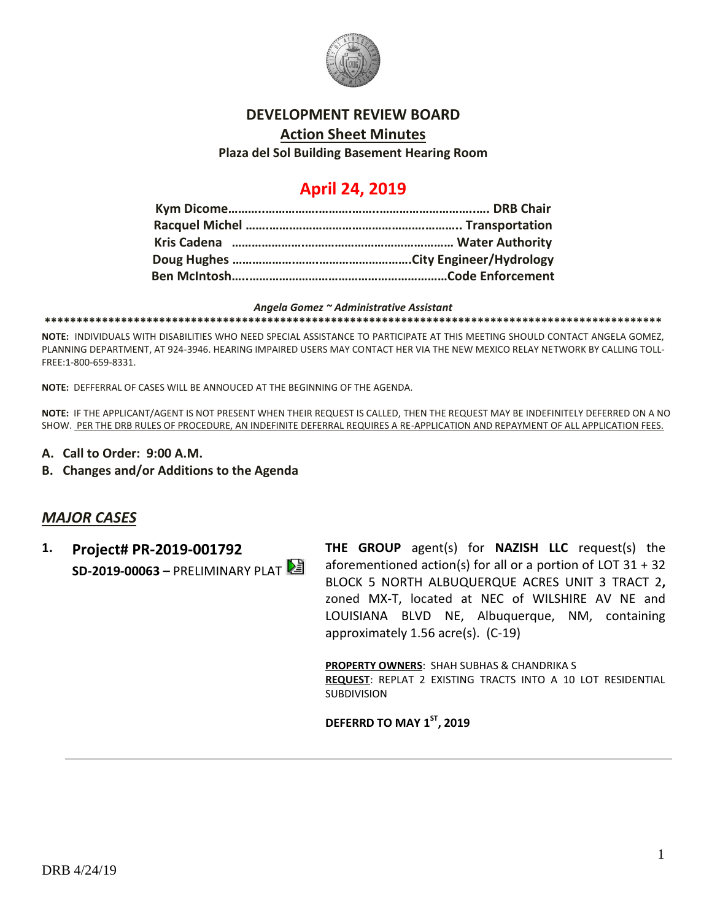# DEVELOPMENT REVIEW BOARD

## Action Sheet Minutes

**Plaza del Sol Building Basement Hearing Room**

## April 24, 2019

**Kym Dicome………..……………………………..…………………….…. DRB Chair**
**Racquel Michel ………………………………………………….…….. Transportation**
**Kris Cadena …………………………………………………………… Water Authority**
**Doug Hughes ……………………………………………….City Engineer/Hydrology**
**Ben McIntosh…..……………………………………………………Code Enforcement**

*Angela Gomez ~ Administrative Assistant*

**\*\*\*\*\*\*\*\*\*\*\*\*\*\*\*\*\*\*\*\*\*\*\*\*\*\*\*\*\*\*\*\*\*\*\*\*\*\*\*\*\*\*\*\*\*\*\*\*\*\*\*\*\*\*\*\*\*\*\*\*\*\*\*\*\*\*\*\*\*\*\*\*\*\*\*\*\*\*\*\*\*\*\*\*\*\*\*\*\*\*\*\*\*\*\*\*\*\***

**NOTE:** INDIVIDUALS WITH DISABILITIES WHO NEED SPECIAL ASSISTANCE TO PARTICIPATE AT THIS MEETING SHOULD CONTACT ANGELA GOMEZ, PLANNING DEPARTMENT, AT 924-3946. HEARING IMPAIRED USERS MAY CONTACT HER VIA THE NEW MEXICO RELAY NETWORK BY CALLING TOLL-FREE:1-800-659-8331.

**NOTE:** DEFFERRAL OF CASES WILL BE ANNOUCED AT THE BEGINNING OF THE AGENDA.

**NOTE:** IF THE APPLICANT/AGENT IS NOT PRESENT WHEN THEIR REQUEST IS CALLED, THEN THE REQUEST MAY BE INDEFINITELY DEFERRED ON A NO SHOW. PER THE DRB RULES OF PROCEDURE, AN INDEFINITE DEFERRAL REQUIRES A RE-APPLICATION AND REPAYMENT OF ALL APPLICATION FEES.

**A. Call to Order: 9:00 A.M.**

**B. Changes and/or Additions to the Agenda**

## *MAJOR CASES*

**1. Project# PR-2019-001792**
**SD-2019-00063 –** PRELIMINARY PLAT

**THE GROUP** agent(s) for **NAZISH LLC** request(s) the aforementioned action(s) for all or a portion of LOT 31 + 32 BLOCK 5 NORTH ALBUQUERQUE ACRES UNIT 3 TRACT 2**,** zoned MX-T, located at NEC of WILSHIRE AV NE and LOUISIANA BLVD NE, Albuquerque, NM, containing approximately 1.56 acre(s). (C-19)

**PROPERTY OWNERS**: SHAH SUBHAS & CHANDRIKA S
**REQUEST**: REPLAT 2 EXISTING TRACTS INTO A 10 LOT RESIDENTIAL SUBDIVISION

**DEFERRD TO MAY 1ST, 2019**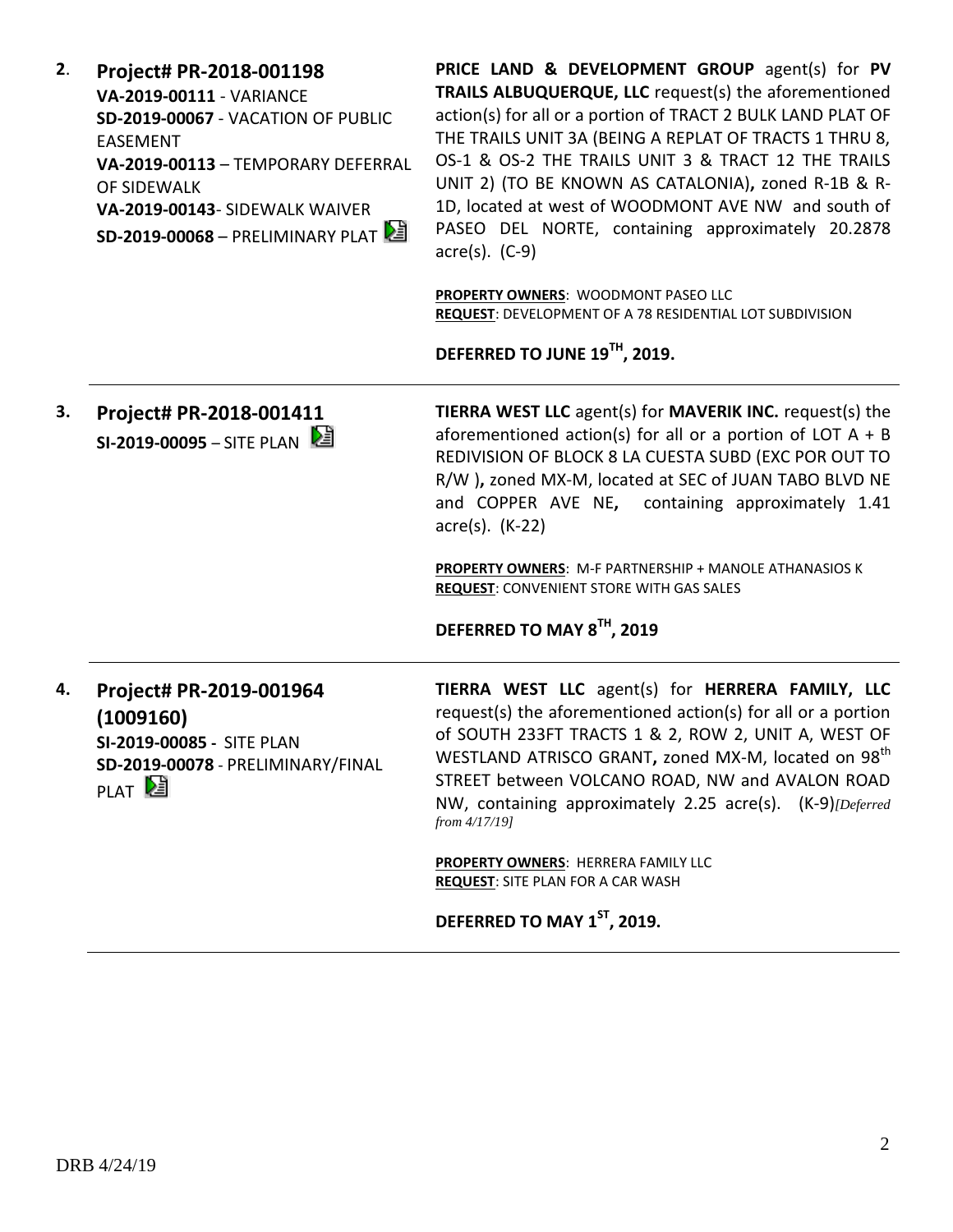**2.** **Project# PR-2018-001198**
**VA-2019-00111** - VARIANCE
**SD-2019-00067** - VACATION OF PUBLIC EASEMENT
**VA-2019-00113** – TEMPORARY DEFERRAL OF SIDEWALK
**VA-2019-00143**- SIDEWALK WAIVER
**SD-2019-00068** – PRELIMINARY PLAT

**PRICE LAND & DEVELOPMENT GROUP** agent(s) for **PV TRAILS ALBUQUERQUE, LLC** request(s) the aforementioned action(s) for all or a portion of TRACT 2 BULK LAND PLAT OF THE TRAILS UNIT 3A (BEING A REPLAT OF TRACTS 1 THRU 8, OS-1 & OS-2 THE TRAILS UNIT 3 & TRACT 12 THE TRAILS UNIT 2) (TO BE KNOWN AS CATALONIA)**,** zoned R-1B & R-1D, located at west of WOODMONT AVE NW and south of PASEO DEL NORTE, containing approximately 20.2878 acre(s). (C-9)

**PROPERTY OWNERS**: WOODMONT PASEO LLC
**REQUEST**: DEVELOPMENT OF A 78 RESIDENTIAL LOT SUBDIVISION

**DEFERRED TO JUNE 19TH, 2019.**

---

**3.** **Project# PR-2018-001411**
**SI-2019-00095** – SITE PLAN

**TIERRA WEST LLC** agent(s) for **MAVERIK INC.** request(s) the aforementioned action(s) for all or a portion of LOT A + B REDIVISION OF BLOCK 8 LA CUESTA SUBD (EXC POR OUT TO R/W )**,** zoned MX-M, located at SEC of JUAN TABO BLVD NE and COPPER AVE NE**,** containing approximately 1.41 acre(s). (K-22)

**PROPERTY OWNERS**: M-F PARTNERSHIP + MANOLE ATHANASIOS K
**REQUEST**: CONVENIENT STORE WITH GAS SALES

**DEFERRED TO MAY 8TH, 2019**

---

**4.** **Project# PR-2019-001964 (1009160)**
**SI-2019-00085** - SITE PLAN
**SD-2019-00078** - PRELIMINARY/FINAL PLAT

**TIERRA WEST LLC** agent(s) for **HERRERA FAMILY, LLC** request(s) the aforementioned action(s) for all or a portion of SOUTH 233FT TRACTS 1 & 2, ROW 2, UNIT A, WEST OF WESTLAND ATRISCO GRANT**,** zoned MX-M, located on 98th STREET between VOLCANO ROAD, NW and AVALON ROAD NW, containing approximately 2.25 acre(s). (K-9)*[Deferred from 4/17/19]*

**PROPERTY OWNERS**: HERRERA FAMILY LLC
**REQUEST**: SITE PLAN FOR A CAR WASH

**DEFERRED TO MAY 1ST, 2019.**

---

DRB 4/24/19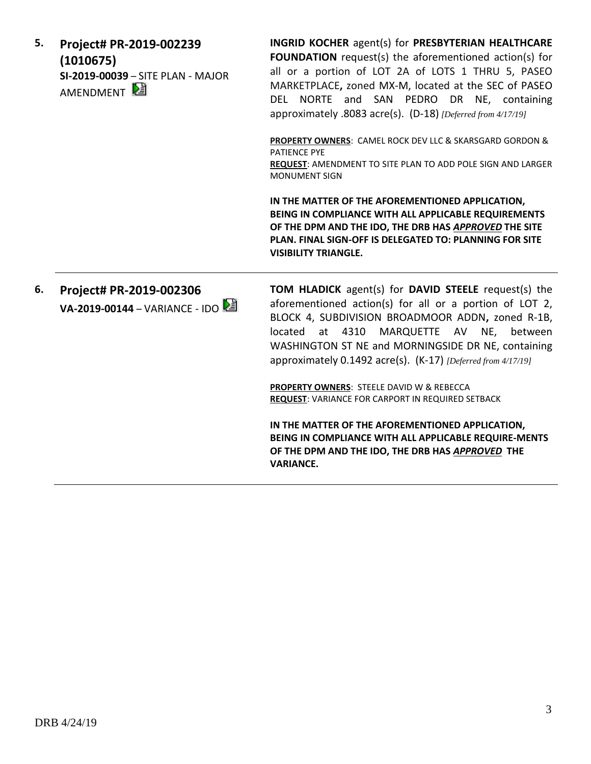**5. Project# PR-2019-002239 (1010675)**
**SI-2019-00039** – SITE PLAN - MAJOR AMENDMENT

**INGRID KOCHER** agent(s) for **PRESBYTERIAN HEALTHCARE FOUNDATION** request(s) the aforementioned action(s) for all or a portion of LOT 2A of LOTS 1 THRU 5, PASEO MARKETPLACE**,** zoned MX-M, located at the SEC of PASEO DEL NORTE and SAN PEDRO DR NE, containing approximately .8083 acre(s). (D-18) *[Deferred from 4/17/19]*

**PROPERTY OWNERS**: CAMEL ROCK DEV LLC & SKARSGARD GORDON & PATIENCE PYE
**REQUEST**: AMENDMENT TO SITE PLAN TO ADD POLE SIGN AND LARGER MONUMENT SIGN

**IN THE MATTER OF THE AFOREMENTIONED APPLICATION, BEING IN COMPLIANCE WITH ALL APPLICABLE REQUIREMENTS OF THE DPM AND THE IDO, THE DRB HAS *APPROVED* THE SITE PLAN. FINAL SIGN-OFF IS DELEGATED TO: PLANNING FOR SITE VISIBILITY TRIANGLE.**

---

**6. Project# PR-2019-002306**
**VA-2019-00144** – VARIANCE - IDO

**TOM HLADICK** agent(s) for **DAVID STEELE** request(s) the aforementioned action(s) for all or a portion of LOT 2, BLOCK 4, SUBDIVISION BROADMOOR ADDN**,** zoned R-1B, located at 4310 MARQUETTE AV NE, between WASHINGTON ST NE and MORNINGSIDE DR NE, containing approximately 0.1492 acre(s). (K-17) *[Deferred from 4/17/19]*

**PROPERTY OWNERS**: STEELE DAVID W & REBECCA
**REQUEST**: VARIANCE FOR CARPORT IN REQUIRED SETBACK

**IN THE MATTER OF THE AFOREMENTIONED APPLICATION, BEING IN COMPLIANCE WITH ALL APPLICABLE REQUIRE-MENTS OF THE DPM AND THE IDO, THE DRB HAS *APPROVED* THE VARIANCE.**

---

DRB 4/24/19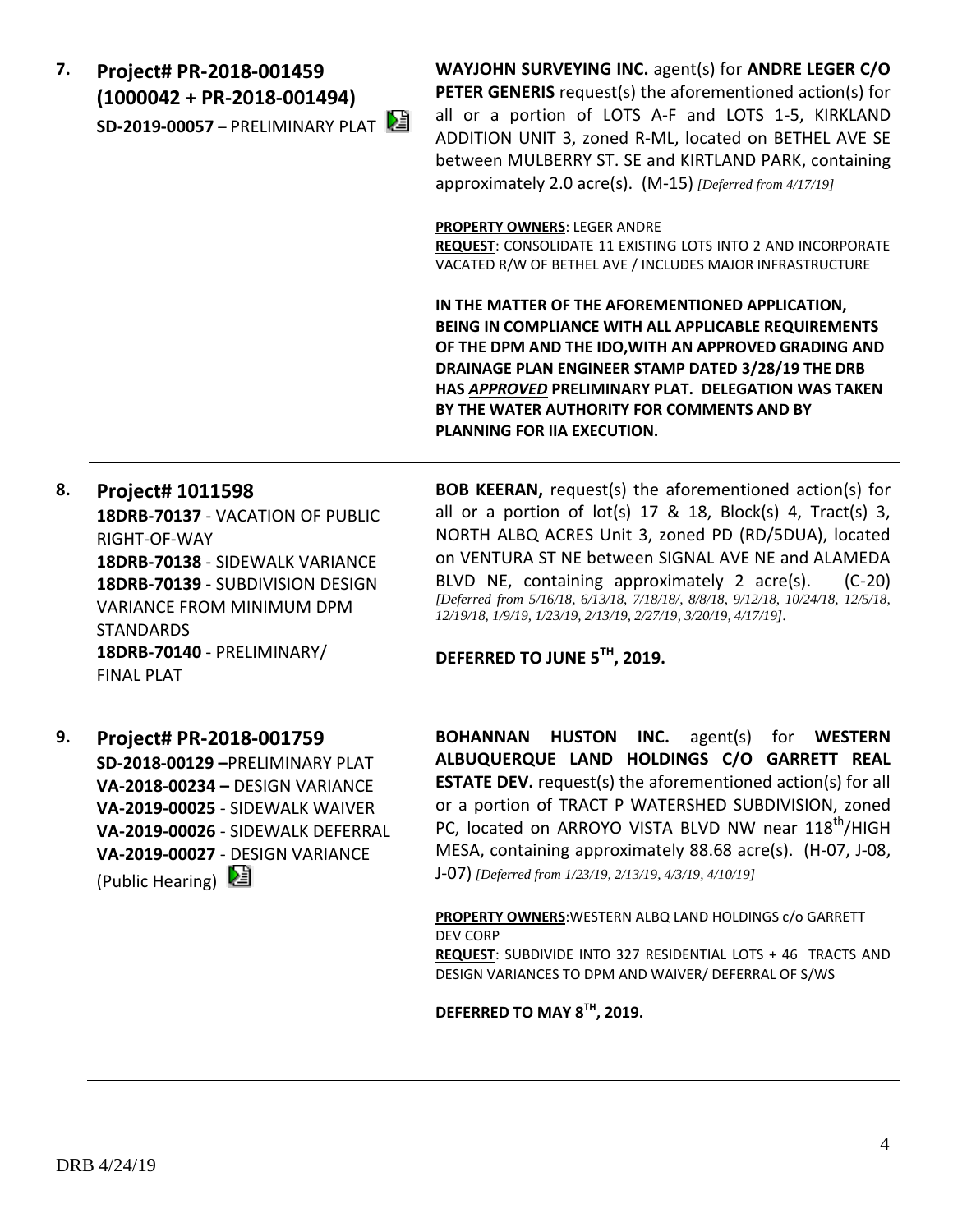**7. Project# PR-2018-001459 (1000042 + PR-2018-001494)**
**SD-2019-00057** – PRELIMINARY PLAT

**WAYJOHN SURVEYING INC.** agent(s) for **ANDRE LEGER C/O PETER GENERIS** request(s) the aforementioned action(s) for all or a portion of LOTS A-F and LOTS 1-5, KIRKLAND ADDITION UNIT 3, zoned R-ML, located on BETHEL AVE SE between MULBERRY ST. SE and KIRTLAND PARK, containing approximately 2.0 acre(s). (M-15) *[Deferred from 4/17/19]*

**PROPERTY OWNERS**: LEGER ANDRE
**REQUEST**: CONSOLIDATE 11 EXISTING LOTS INTO 2 AND INCORPORATE VACATED R/W OF BETHEL AVE / INCLUDES MAJOR INFRASTRUCTURE

**IN THE MATTER OF THE AFOREMENTIONED APPLICATION, BEING IN COMPLIANCE WITH ALL APPLICABLE REQUIREMENTS OF THE DPM AND THE IDO,WITH AN APPROVED GRADING AND DRAINAGE PLAN ENGINEER STAMP DATED 3/28/19 THE DRB HAS *APPROVED* PRELIMINARY PLAT. DELEGATION WAS TAKEN BY THE WATER AUTHORITY FOR COMMENTS AND BY PLANNING FOR IIA EXECUTION.**

---

**8. Project# 1011598**
**18DRB-70137** - VACATION OF PUBLIC RIGHT-OF-WAY
**18DRB-70138** - SIDEWALK VARIANCE
**18DRB-70139** - SUBDIVISION DESIGN VARIANCE FROM MINIMUM DPM STANDARDS
**18DRB-70140** - PRELIMINARY/ FINAL PLAT

**BOB KEERAN,** request(s) the aforementioned action(s) for all or a portion of lot(s) 17 & 18, Block(s) 4, Tract(s) 3, NORTH ALBQ ACRES Unit 3, zoned PD (RD/5DUA), located on VENTURA ST NE between SIGNAL AVE NE and ALAMEDA BLVD NE, containing approximately 2 acre(s). (C-20) *[Deferred from 5/16/18, 6/13/18, 7/18/18/, 8/8/18, 9/12/18, 10/24/18, 12/5/18, 12/19/18, 1/9/19, 1/23/19, 2/13/19, 2/27/19, 3/20/19, 4/17/19].*

**DEFERRED TO JUNE 5TH, 2019.**

---

**9. Project# PR-2018-001759**
**SD-2018-00129** –PRELIMINARY PLAT
**VA-2018-00234** – DESIGN VARIANCE
**VA-2019-00025** - SIDEWALK WAIVER
**VA-2019-00026** - SIDEWALK DEFERRAL
**VA-2019-00027** - DESIGN VARIANCE
(Public Hearing)

**BOHANNAN HUSTON INC.** agent(s) for **WESTERN ALBUQUERQUE LAND HOLDINGS C/O GARRETT REAL ESTATE DEV.** request(s) the aforementioned action(s) for all or a portion of TRACT P WATERSHED SUBDIVISION, zoned PC, located on ARROYO VISTA BLVD NW near 118th/HIGH MESA, containing approximately 88.68 acre(s). (H-07, J-08, J-07) *[Deferred from 1/23/19, 2/13/19, 4/3/19, 4/10/19]*

**PROPERTY OWNERS**:WESTERN ALBQ LAND HOLDINGS c/o GARRETT DEV CORP
**REQUEST**: SUBDIVIDE INTO 327 RESIDENTIAL LOTS + 46 TRACTS AND DESIGN VARIANCES TO DPM AND WAIVER/ DEFERRAL OF S/WS

**DEFERRED TO MAY 8TH, 2019.**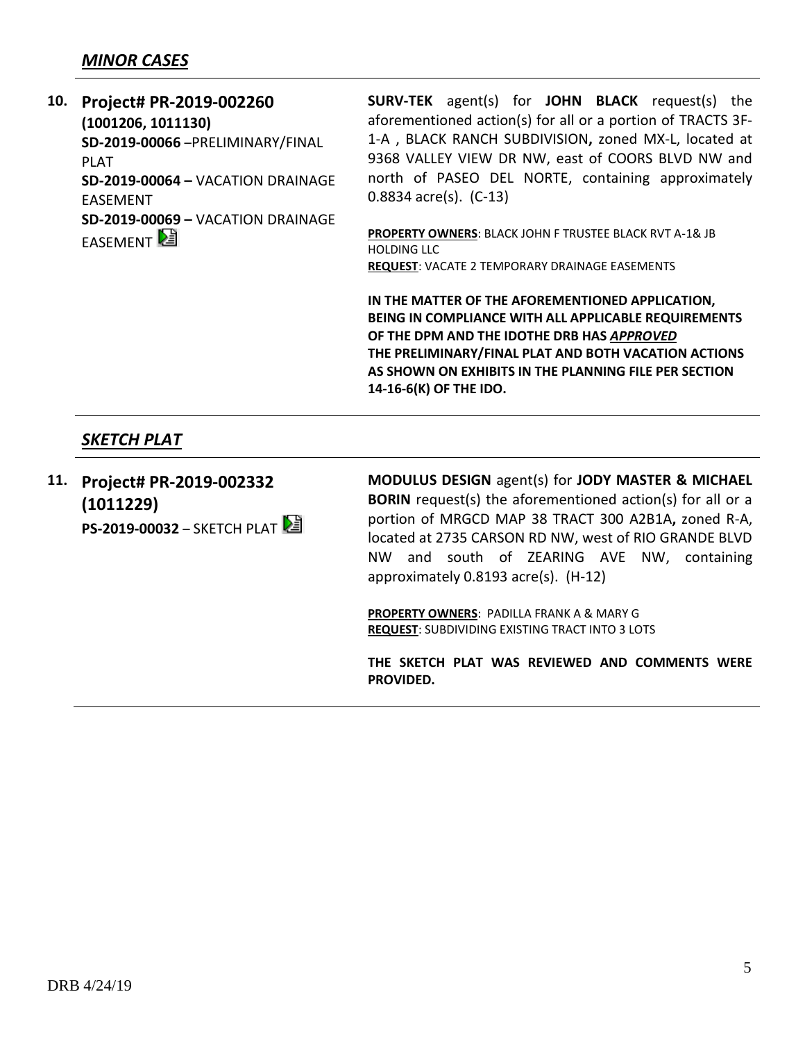## *MINOR CASES*

**10. Project# PR-2019-002260**
**(1001206, 1011130)**
**SD-2019-00066** –PRELIMINARY/FINAL PLAT
**SD-2019-00064 –** VACATION DRAINAGE EASEMENT
**SD-2019-00069 –** VACATION DRAINAGE EASEMENT

**SURV-TEK** agent(s) for **JOHN BLACK** request(s) the aforementioned action(s) for all or a portion of TRACTS 3F-1-A , BLACK RANCH SUBDIVISION**,** zoned MX-L, located at 9368 VALLEY VIEW DR NW, east of COORS BLVD NW and north of PASEO DEL NORTE, containing approximately 0.8834 acre(s). (C-13)

**PROPERTY OWNERS**: BLACK JOHN F TRUSTEE BLACK RVT A-1& JB HOLDING LLC
**REQUEST**: VACATE 2 TEMPORARY DRAINAGE EASEMENTS

**IN THE MATTER OF THE AFOREMENTIONED APPLICATION, BEING IN COMPLIANCE WITH ALL APPLICABLE REQUIREMENTS OF THE DPM AND THE IDOTHE DRB HAS *APPROVED* THE PRELIMINARY/FINAL PLAT AND BOTH VACATION ACTIONS AS SHOWN ON EXHIBITS IN THE PLANNING FILE PER SECTION 14-16-6(K) OF THE IDO.**

## *SKETCH PLAT*

**11. Project# PR-2019-002332**
**(1011229)**
**PS-2019-00032** – SKETCH PLAT

**MODULUS DESIGN** agent(s) for **JODY MASTER & MICHAEL BORIN** request(s) the aforementioned action(s) for all or a portion of MRGCD MAP 38 TRACT 300 A2B1A**,** zoned R-A, located at 2735 CARSON RD NW, west of RIO GRANDE BLVD NW and south of ZEARING AVE NW, containing approximately 0.8193 acre(s). (H-12)

**PROPERTY OWNERS**: PADILLA FRANK A & MARY G
**REQUEST**: SUBDIVIDING EXISTING TRACT INTO 3 LOTS

**THE SKETCH PLAT WAS REVIEWED AND COMMENTS WERE PROVIDED.**

DRB 4/24/19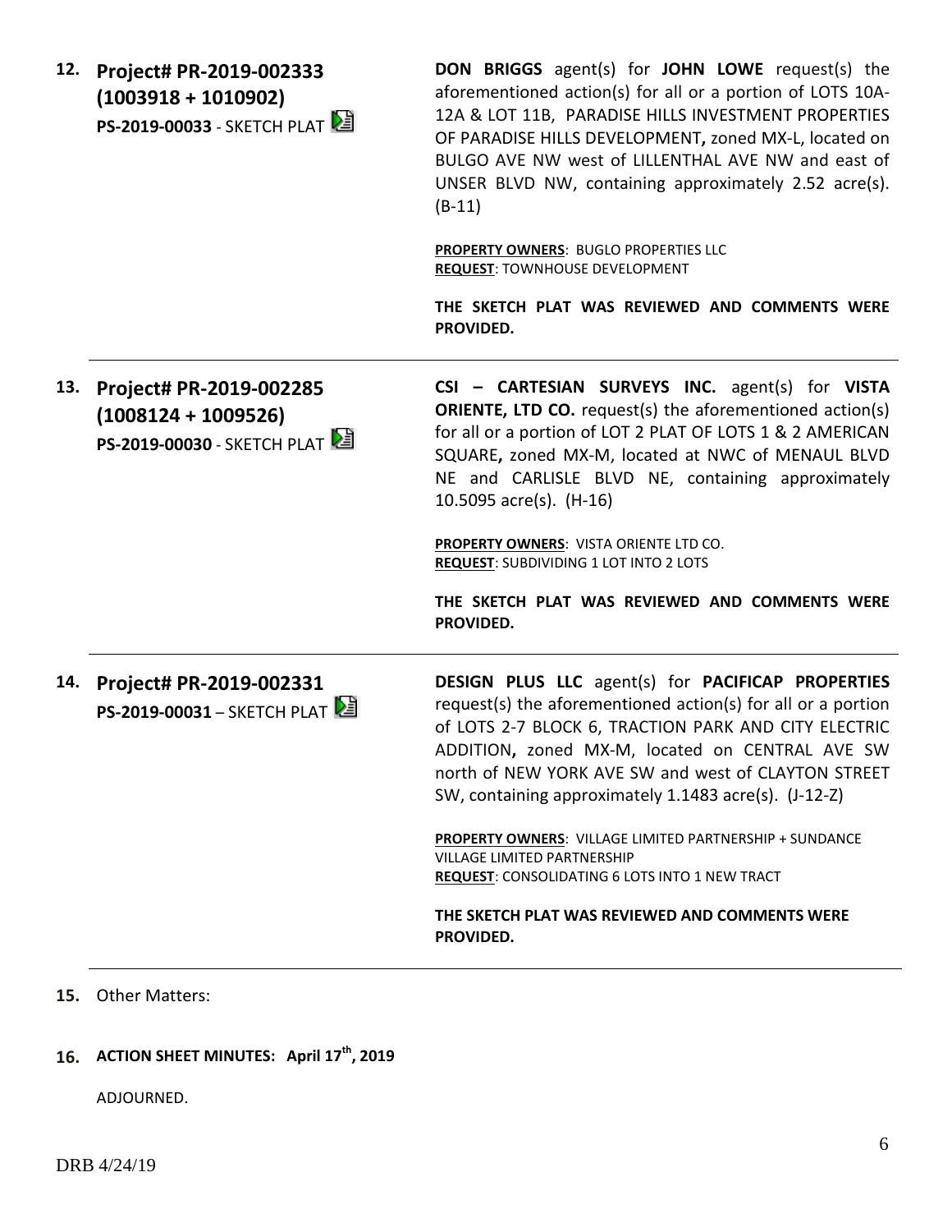**12. Project# PR-2019-002333 (1003918 + 1010902)**
**PS-2019-00033** - SKETCH PLAT

**DON BRIGGS** agent(s) for **JOHN LOWE** request(s) the aforementioned action(s) for all or a portion of LOTS 10A-12A & LOT 11B, PARADISE HILLS INVESTMENT PROPERTIES OF PARADISE HILLS DEVELOPMENT**,** zoned MX-L, located on BULGO AVE NW west of LILLENTHAL AVE NW and east of UNSER BLVD NW, containing approximately 2.52 acre(s). (B-11)

**PROPERTY OWNERS**: BUGLO PROPERTIES LLC
**REQUEST**: TOWNHOUSE DEVELOPMENT

**THE SKETCH PLAT WAS REVIEWED AND COMMENTS WERE PROVIDED.**

---

**13. Project# PR-2019-002285 (1008124 + 1009526)**
**PS-2019-00030** - SKETCH PLAT

**CSI – CARTESIAN SURVEYS INC.** agent(s) for **VISTA ORIENTE, LTD CO.** request(s) the aforementioned action(s) for all or a portion of LOT 2 PLAT OF LOTS 1 & 2 AMERICAN SQUARE**,** zoned MX-M, located at NWC of MENAUL BLVD NE and CARLISLE BLVD NE, containing approximately 10.5095 acre(s). (H-16)

**PROPERTY OWNERS**: VISTA ORIENTE LTD CO.
**REQUEST**: SUBDIVIDING 1 LOT INTO 2 LOTS

**THE SKETCH PLAT WAS REVIEWED AND COMMENTS WERE PROVIDED.**

---

**14. Project# PR-2019-002331**
**PS-2019-00031** – SKETCH PLAT

**DESIGN PLUS LLC** agent(s) for **PACIFICAP PROPERTIES** request(s) the aforementioned action(s) for all or a portion of LOTS 2-7 BLOCK 6, TRACTION PARK AND CITY ELECTRIC ADDITION**,** zoned MX-M, located on CENTRAL AVE SW north of NEW YORK AVE SW and west of CLAYTON STREET SW, containing approximately 1.1483 acre(s). (J-12-Z)

**PROPERTY OWNERS**: VILLAGE LIMITED PARTNERSHIP + SUNDANCE VILLAGE LIMITED PARTNERSHIP
**REQUEST**: CONSOLIDATING 6 LOTS INTO 1 NEW TRACT

**THE SKETCH PLAT WAS REVIEWED AND COMMENTS WERE PROVIDED.**

---

**15.** Other Matters:

**16. ACTION SHEET MINUTES: April 17th, 2019**

ADJOURNED.